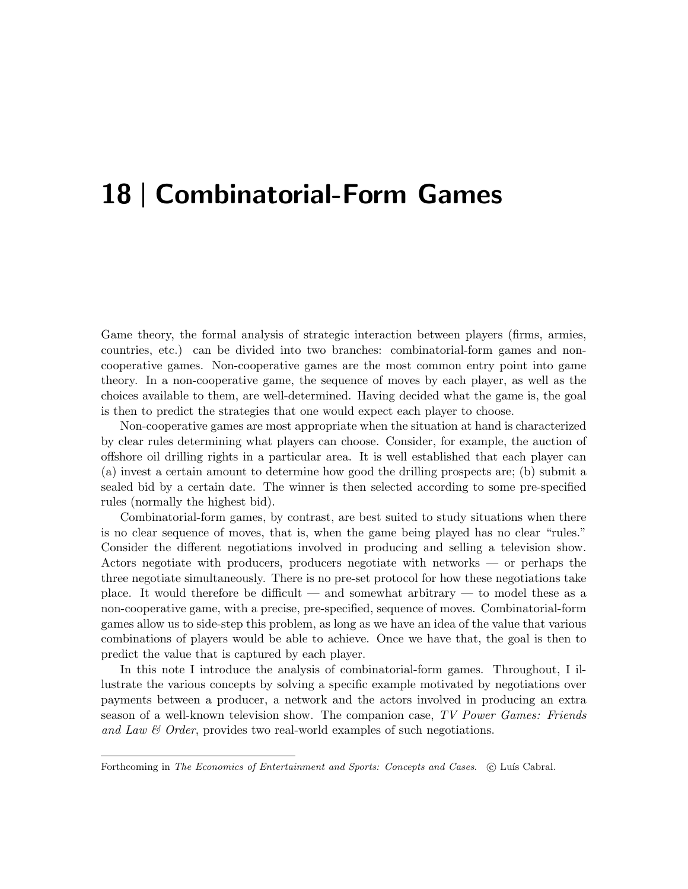# 18 | Combinatorial-Form Games

Game theory, the formal analysis of strategic interaction between players (firms, armies, countries, etc.) can be divided into two branches: combinatorial-form games and non-cooperative games. Non-cooperative games are the most common entry point into game theory. In a non-cooperative game, the sequence of moves by each player, as well as the choices available to them, are well-determined. Having decided what the game is, the goal is then to predict the strategies that one would expect each player to choose.

Non-cooperative games are most appropriate when the situation at hand is characterized by clear rules determining what players can choose. Consider, for example, the auction of offshore oil drilling rights in a particular area. It is well established that each player can (a) invest a certain amount to determine how good the drilling prospects are; (b) submit a sealed bid by a certain date. The winner is then selected according to some pre-specified rules (normally the highest bid).

Combinatorial-form games, by contrast, are best suited to study situations when there is no clear sequence of moves, that is, when the game being played has no clear "rules." Consider the different negotiations involved in producing and selling a television show. Actors negotiate with producers, producers negotiate with networks — or perhaps the three negotiate simultaneously. There is no pre-set protocol for how these negotiations take place. It would therefore be difficult — and somewhat arbitrary — to model these as a non-cooperative game, with a precise, pre-specified, sequence of moves. Combinatorial-form games allow us to side-step this problem, as long as we have an idea of the value that various combinations of players would be able to achieve. Once we have that, the goal is then to predict the value that is captured by each player.

In this note I introduce the analysis of combinatorial-form games. Throughout, I illustrate the various concepts by solving a specific example motivated by negotiations over payments between a producer, a network and the actors involved in producing an extra season of a well-known television show. The companion case, *TV Power Games: Friends and Law & Order*, provides two real-world examples of such negotiations.

---

Forthcoming in *The Economics of Entertainment and Sports: Concepts and Cases*. © Luís Cabral.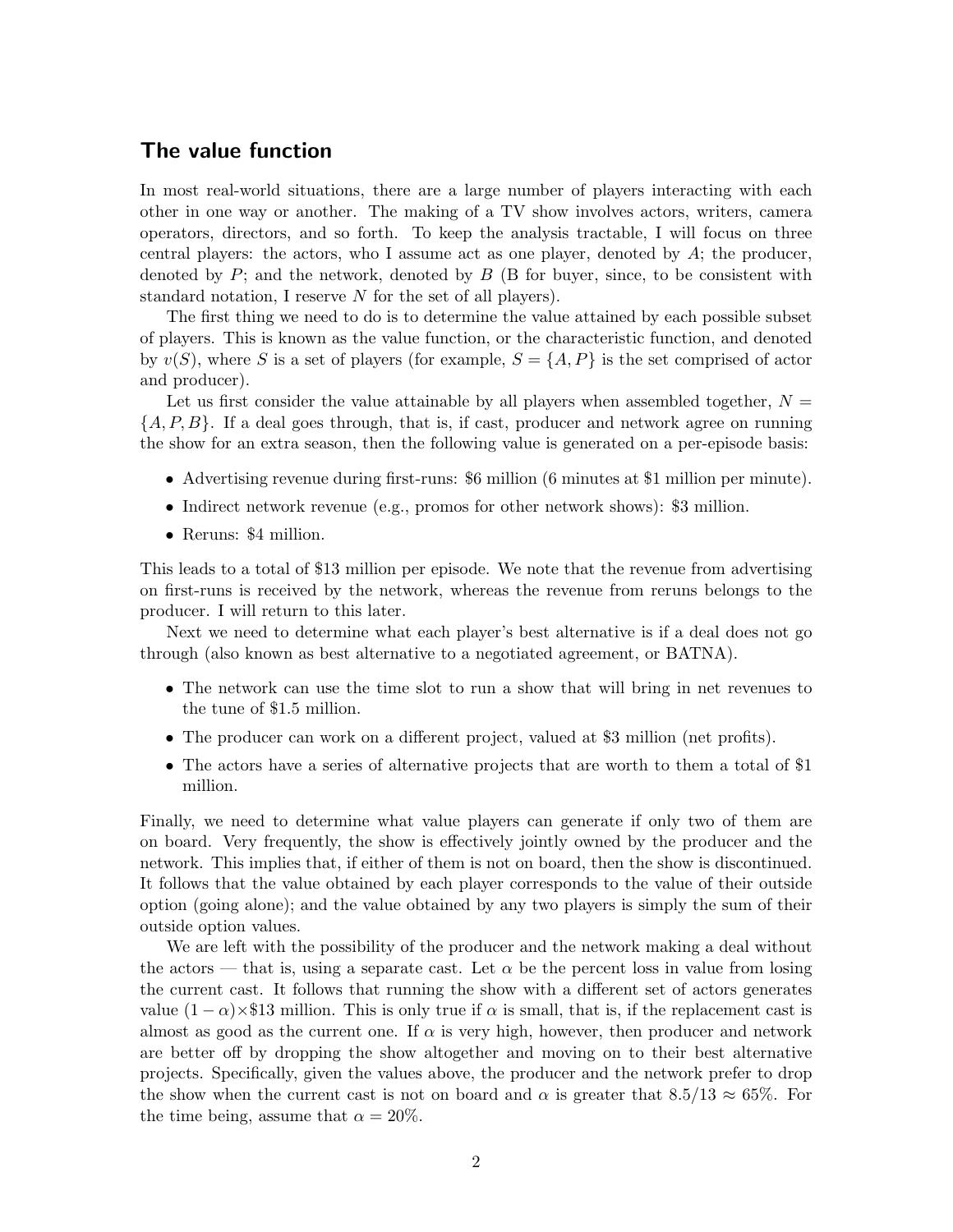## The value function

In most real-world situations, there are a large number of players interacting with each other in one way or another. The making of a TV show involves actors, writers, camera operators, directors, and so forth. To keep the analysis tractable, I will focus on three central players: the actors, who I assume act as one player, denoted by $A$; the producer, denoted by $P$; and the network, denoted by $B$ (B for buyer, since, to be consistent with standard notation, I reserve $N$ for the set of all players).

The first thing we need to do is to determine the value attained by each possible subset of players. This is known as the value function, or the characteristic function, and denoted by $v(S)$, where $S$ is a set of players (for example, $S = \{A, P\}$ is the set comprised of actor and producer).

Let us first consider the value attainable by all players when assembled together, $N = \{A, P, B\}$. If a deal goes through, that is, if cast, producer and network agree on running the show for an extra season, then the following value is generated on a per-episode basis:

- Advertising revenue during first-runs: \$6 million (6 minutes at \$1 million per minute).
- Indirect network revenue (e.g., promos for other network shows): \$3 million.
- Reruns: \$4 million.

This leads to a total of \$13 million per episode. We note that the revenue from advertising on first-runs is received by the network, whereas the revenue from reruns belongs to the producer. I will return to this later.

Next we need to determine what each player's best alternative is if a deal does not go through (also known as best alternative to a negotiated agreement, or BATNA).

- The network can use the time slot to run a show that will bring in net revenues to the tune of \$1.5 million.
- The producer can work on a different project, valued at \$3 million (net profits).
- The actors have a series of alternative projects that are worth to them a total of \$1 million.

Finally, we need to determine what value players can generate if only two of them are on board. Very frequently, the show is effectively jointly owned by the producer and the network. This implies that, if either of them is not on board, then the show is discontinued. It follows that the value obtained by each player corresponds to the value of their outside option (going alone); and the value obtained by any two players is simply the sum of their outside option values.

We are left with the possibility of the producer and the network making a deal without the actors — that is, using a separate cast. Let $\alpha$ be the percent loss in value from losing the current cast. It follows that running the show with a different set of actors generates value $(1 - \alpha) \times \$13$ million. This is only true if $\alpha$ is small, that is, if the replacement cast is almost as good as the current one. If $\alpha$ is very high, however, then producer and network are better off by dropping the show altogether and moving on to their best alternative projects. Specifically, given the values above, the producer and the network prefer to drop the show when the current cast is not on board and $\alpha$ is greater that $8.5/13 \approx 65\%$. For the time being, assume that $\alpha = 20\%$.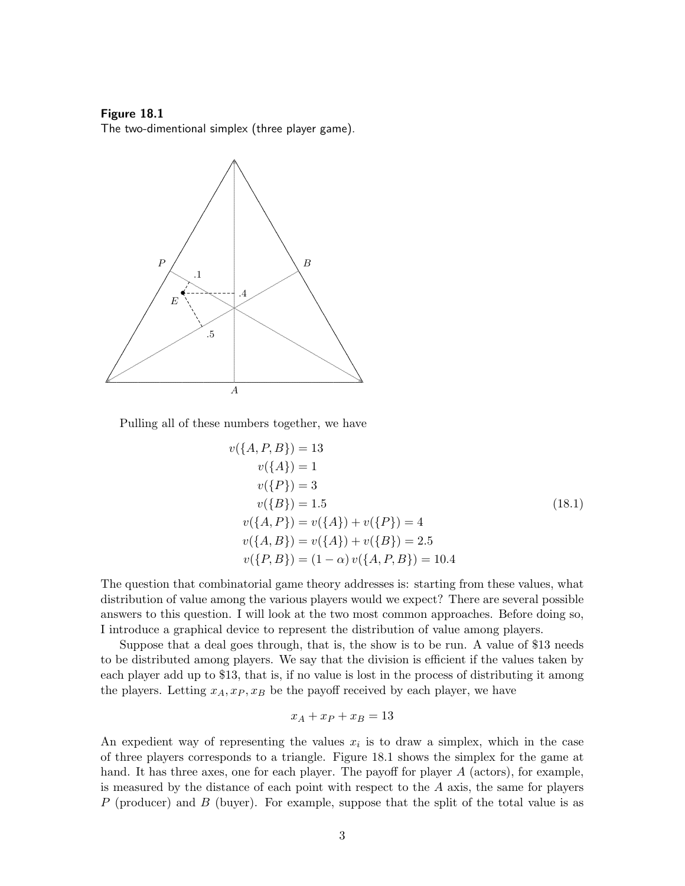**Figure 18.1**
The two-dimentional simplex (three player game).

Pulling all of these numbers together, we have

$$
\begin{aligned}
v(\{A, P, B\}) &= 13 \\
v(\{A\}) &= 1 \\
v(\{P\}) &= 3 \\
v(\{B\}) &= 1.5 \\
v(\{A, P\}) &= v(\{A\}) + v(\{P\}) = 4 \\
v(\{A, B\}) &= v(\{A\}) + v(\{B\}) = 2.5 \\
v(\{P, B\}) &= (1 - \alpha)\, v(\{A, P, B\}) = 10.4
\end{aligned}
\tag{18.1}
$$

The question that combinatorial game theory addresses is: starting from these values, what distribution of value among the various players would we expect? There are several possible answers to this question. I will look at the two most common approaches. Before doing so, I introduce a graphical device to represent the distribution of value among players.

Suppose that a deal goes through, that is, the show is to be run. A value of \$13 needs to be distributed among players. We say that the division is efficient if the values taken by each player add up to \$13, that is, if no value is lost in the process of distributing it among the players. Letting $x_A, x_P, x_B$ be the payoff received by each player, we have

$$x_A + x_P + x_B = 13$$

An expedient way of representing the values $x_i$ is to draw a simplex, which in the case of three players corresponds to a triangle. Figure 18.1 shows the simplex for the game at hand. It has three axes, one for each player. The payoff for player $A$ (actors), for example, is measured by the distance of each point with respect to the $A$ axis, the same for players $P$ (producer) and $B$ (buyer). For example, suppose that the split of the total value is as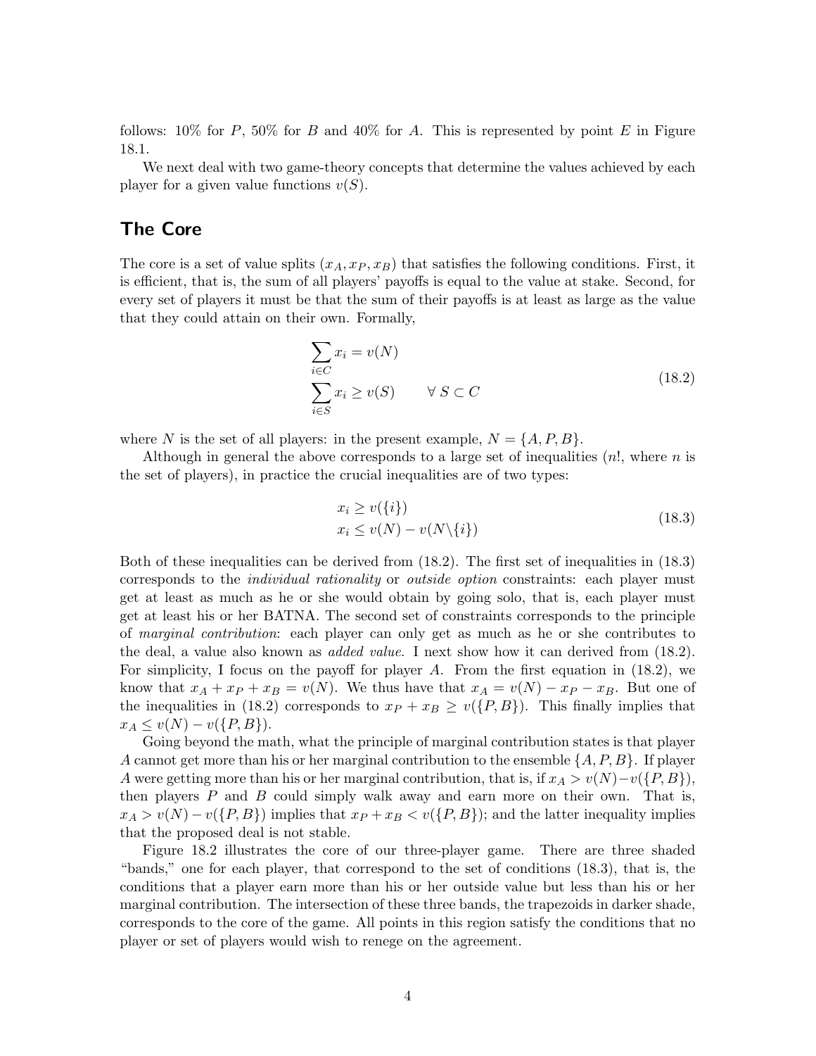follows: 10% for $P$, 50% for $B$ and 40% for $A$. This is represented by point $E$ in Figure 18.1.

We next deal with two game-theory concepts that determine the values achieved by each player for a given value functions $v(S)$.

## The Core

The core is a set of value splits $(x_A, x_P, x_B)$ that satisfies the following conditions. First, it is efficient, that is, the sum of all players' payoffs is equal to the value at stake. Second, for every set of players it must be that the sum of their payoffs is at least as large as the value that they could attain on their own. Formally,

$$
\begin{aligned}
&\sum_{i \in C} x_i = v(N) \\
&\sum_{i \in S} x_i \geq v(S) \qquad \forall\; S \subset C
\end{aligned}
\tag{18.2}
$$

where $N$ is the set of all players: in the present example, $N = \{A, P, B\}$.

Although in general the above corresponds to a large set of inequalities ($n!$, where $n$ is the set of players), in practice the crucial inequalities are of two types:

$$
\begin{aligned}
&x_i \geq v(\{i\}) \\
&x_i \leq v(N) - v(N \backslash \{i\})
\end{aligned}
\tag{18.3}
$$

Both of these inequalities can be derived from (18.2). The first set of inequalities in (18.3) corresponds to the *individual rationality* or *outside option* constraints: each player must get at least as much as he or she would obtain by going solo, that is, each player must get at least his or her BATNA. The second set of constraints corresponds to the principle of *marginal contribution*: each player can only get as much as he or she contributes to the deal, a value also known as *added value*. I next show how it can derived from (18.2). For simplicity, I focus on the payoff for player $A$. From the first equation in (18.2), we know that $x_A + x_P + x_B = v(N)$. We thus have that $x_A = v(N) - x_P - x_B$. But one of the inequalities in (18.2) corresponds to $x_P + x_B \geq v(\{P, B\})$. This finally implies that $x_A \leq v(N) - v(\{P, B\})$.

Going beyond the math, what the principle of marginal contribution states is that player $A$ cannot get more than his or her marginal contribution to the ensemble $\{A, P, B\}$. If player $A$ were getting more than his or her marginal contribution, that is, if $x_A > v(N) - v(\{P, B\})$, then players $P$ and $B$ could simply walk away and earn more on their own. That is, $x_A > v(N) - v(\{P, B\})$ implies that $x_P + x_B < v(\{P, B\})$; and the latter inequality implies that the proposed deal is not stable.

Figure 18.2 illustrates the core of our three-player game. There are three shaded "bands," one for each player, that correspond to the set of conditions (18.3), that is, the conditions that a player earn more than his or her outside value but less than his or her marginal contribution. The intersection of these three bands, the trapezoids in darker shade, corresponds to the core of the game. All points in this region satisfy the conditions that no player or set of players would wish to renege on the agreement.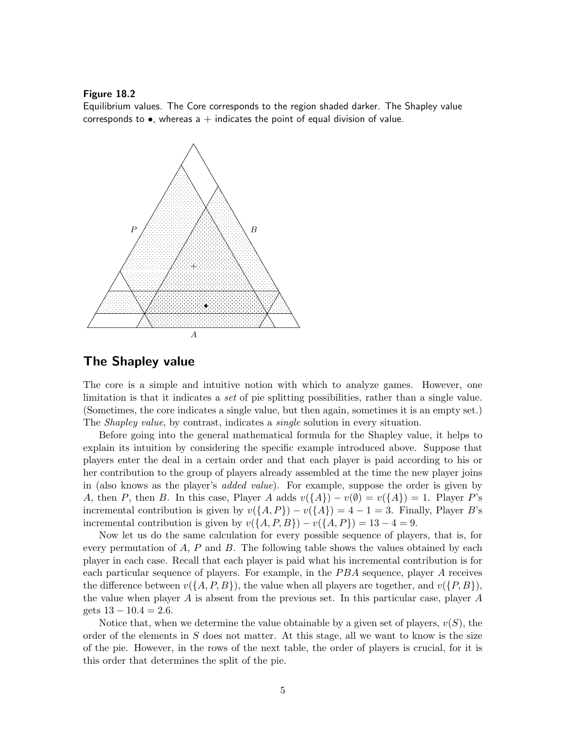**Figure 18.2**
Equilibrium values. The Core corresponds to the region shaded darker. The Shapley value corresponds to •, whereas a + indicates the point of equal division of value.

## The Shapley value

The core is a simple and intuitive notion with which to analyze games. However, one limitation is that it indicates a *set* of pie splitting possibilities, rather than a single value. (Sometimes, the core indicates a single value, but then again, sometimes it is an empty set.) The *Shapley value*, by contrast, indicates a *single* solution in every situation.

Before going into the general mathematical formula for the Shapley value, it helps to explain its intuition by considering the specific example introduced above. Suppose that players enter the deal in a certain order and that each player is paid according to his or her contribution to the group of players already assembled at the time the new player joins in (also knows as the player's *added value*). For example, suppose the order is given by $A$, then $P$, then $B$. In this case, Player $A$ adds $v(\{A\}) - v(\emptyset) = v(\{A\}) = 1$. Player $P$'s incremental contribution is given by $v(\{A, P\}) - v(\{A\}) = 4 - 1 = 3$. Finally, Player $B$'s incremental contribution is given by $v(\{A, P, B\}) - v(\{A, P\}) = 13 - 4 = 9$.

Now let us do the same calculation for every possible sequence of players, that is, for every permutation of $A$, $P$ and $B$. The following table shows the values obtained by each player in each case. Recall that each player is paid what his incremental contribution is for each particular sequence of players. For example, in the $PBA$ sequence, player $A$ receives the difference between $v(\{A, P, B\})$, the value when all players are together, and $v(\{P, B\})$, the value when player $A$ is absent from the previous set. In this particular case, player $A$ gets $13 - 10.4 = 2.6$.

Notice that, when we determine the value obtainable by a given set of players, $v(S)$, the order of the elements in $S$ does not matter. At this stage, all we want to know is the size of the pie. However, in the rows of the next table, the order of players is crucial, for it is this order that determines the split of the pie.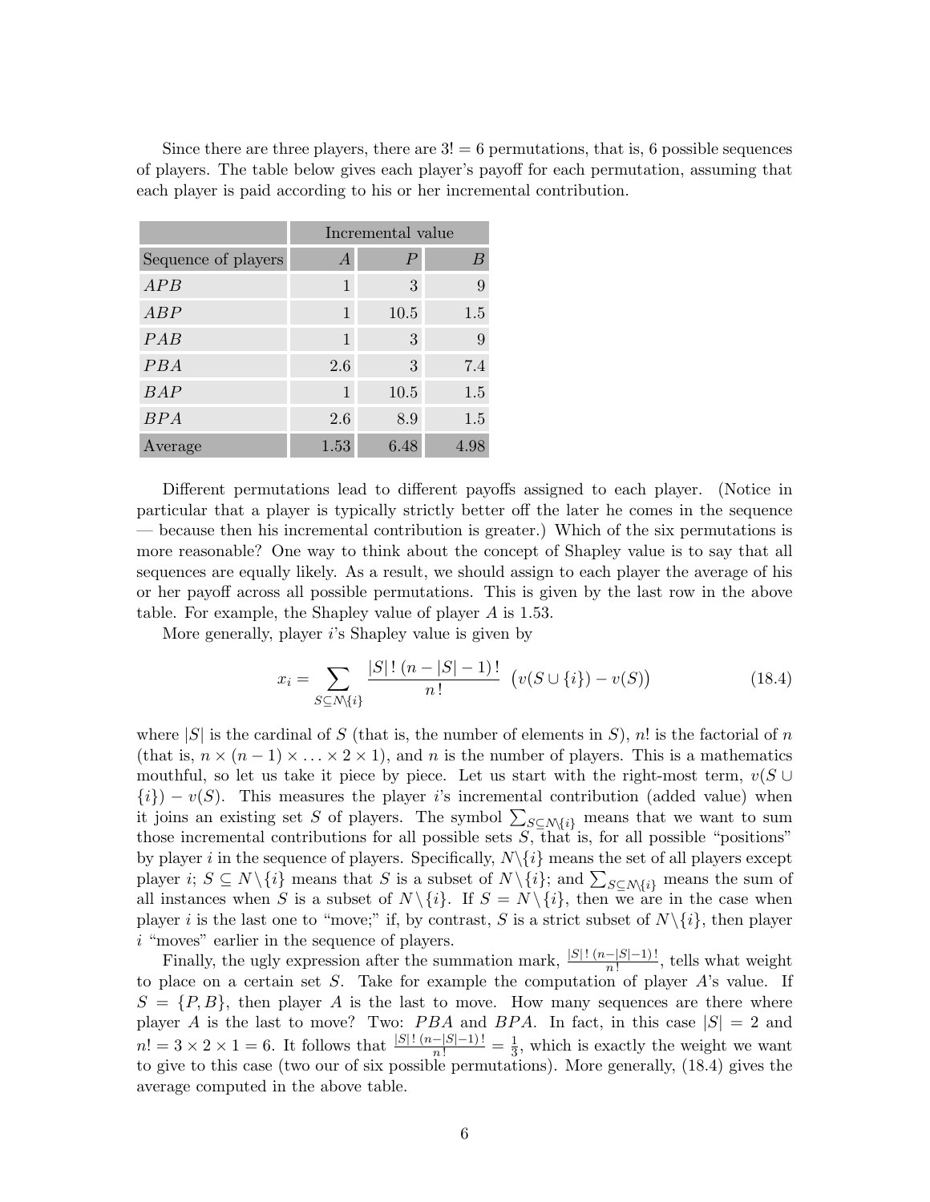Since there are three players, there are $3! = 6$ permutations, that is, 6 possible sequences of players. The table below gives each player's payoff for each permutation, assuming that each player is paid according to his or her incremental contribution.

| | Incremental value | | |
|---|---|---|---|
| Sequence of players | $A$ | $P$ | $B$ |
| $APB$ | 1 | 3 | 9 |
| $ABP$ | 1 | 10.5 | 1.5 |
| $PAB$ | 1 | 3 | 9 |
| $PBA$ | 2.6 | 3 | 7.4 |
| $BAP$ | 1 | 10.5 | 1.5 |
| $BPA$ | 2.6 | 8.9 | 1.5 |
| Average | 1.53 | 6.48 | 4.98 |

Different permutations lead to different payoffs assigned to each player. (Notice in particular that a player is typically strictly better off the later he comes in the sequence — because then his incremental contribution is greater.) Which of the six permutations is more reasonable? One way to think about the concept of Shapley value is to say that all sequences are equally likely. As a result, we should assign to each player the average of his or her payoff across all possible permutations. This is given by the last row in the above table. For example, the Shapley value of player $A$ is 1.53.

More generally, player $i$'s Shapley value is given by

$$x_i = \sum_{S \subseteq N \setminus \{i\}} \frac{|S|\,!\,(n - |S| - 1)\,!}{n\,!} \, \big( v(S \cup \{i\}) - v(S) \big) \tag{18.4}$$

where $|S|$ is the cardinal of $S$ (that is, the number of elements in $S$), $n!$ is the factorial of $n$ (that is, $n \times (n-1) \times \ldots \times 2 \times 1$), and $n$ is the number of players. This is a mathematics mouthful, so let us take it piece by piece. Let us start with the right-most term, $v(S \cup \{i\}) - v(S)$. This measures the player $i$'s incremental contribution (added value) when it joins an existing set $S$ of players. The symbol $\sum_{S \subseteq N \setminus \{i\}}$ means that we want to sum those incremental contributions for all possible sets $S$, that is, for all possible "positions" by player $i$ in the sequence of players. Specifically, $N \setminus \{i\}$ means the set of all players except player $i$; $S \subseteq N \setminus \{i\}$ means that $S$ is a subset of $N \setminus \{i\}$; and $\sum_{S \subseteq N \setminus \{i\}}$ means the sum of all instances when $S$ is a subset of $N \setminus \{i\}$. If $S = N \setminus \{i\}$, then we are in the case when player $i$ is the last one to "move;" if, by contrast, $S$ is a strict subset of $N \setminus \{i\}$, then player $i$ "moves" earlier in the sequence of players.

Finally, the ugly expression after the summation mark, $\frac{|S|\,!\,(n-|S|-1)\,!}{n\,!}$, tells what weight to place on a certain set $S$. Take for example the computation of player $A$'s value. If $S = \{P, B\}$, then player $A$ is the last to move. How many sequences are there where player $A$ is the last to move? Two: $PBA$ and $BPA$. In fact, in this case $|S| = 2$ and $n! = 3 \times 2 \times 1 = 6$. It follows that $\frac{|S|\,!\,(n-|S|-1)\,!}{n\,!} = \frac{1}{3}$, which is exactly the weight we want to give to this case (two our of six possible permutations). More generally, (18.4) gives the average computed in the above table.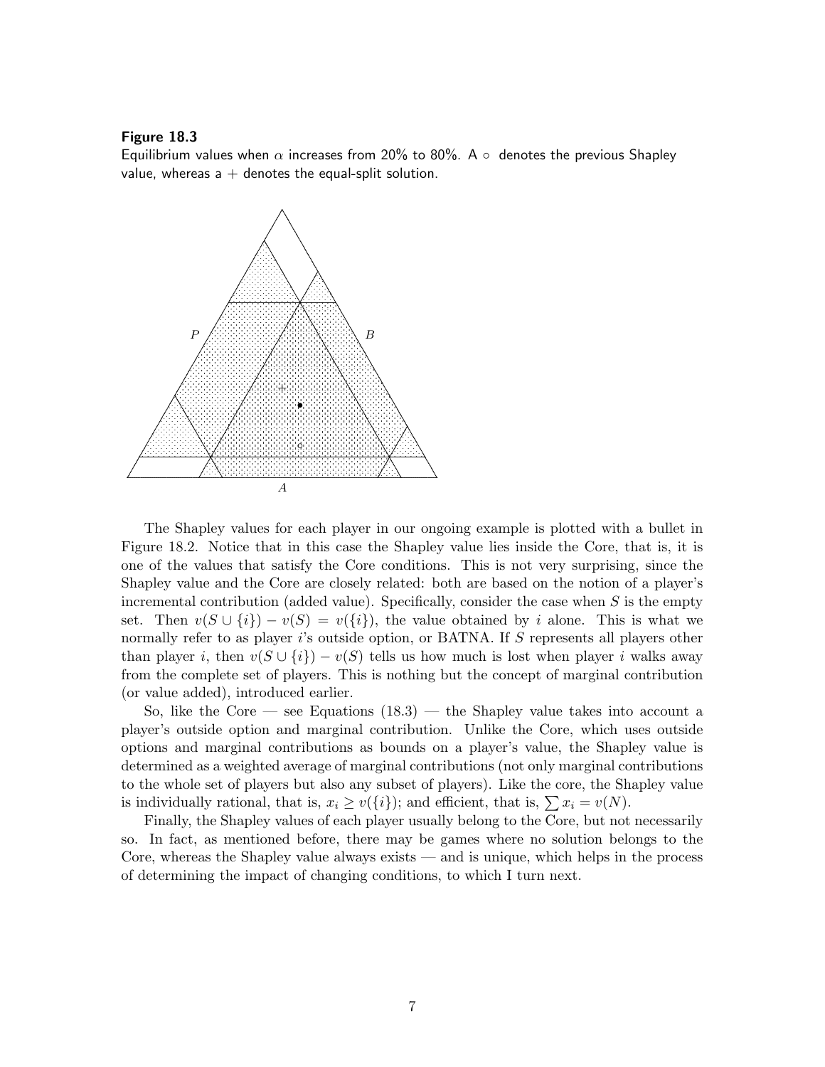**Figure 18.3**
Equilibrium values when $\alpha$ increases from 20% to 80%. A $\circ$ denotes the previous Shapley value, whereas a $+$ denotes the equal-split solution.

The Shapley values for each player in our ongoing example is plotted with a bullet in Figure 18.2. Notice that in this case the Shapley value lies inside the Core, that is, it is one of the values that satisfy the Core conditions. This is not very surprising, since the Shapley value and the Core are closely related: both are based on the notion of a player's incremental contribution (added value). Specifically, consider the case when $S$ is the empty set. Then $v(S \cup \{i\}) - v(S) = v(\{i\})$, the value obtained by $i$ alone. This is what we normally refer to as player $i$'s outside option, or BATNA. If $S$ represents all players other than player $i$, then $v(S \cup \{i\}) - v(S)$ tells us how much is lost when player $i$ walks away from the complete set of players. This is nothing but the concept of marginal contribution (or value added), introduced earlier.

So, like the Core — see Equations (18.3) — the Shapley value takes into account a player's outside option and marginal contribution. Unlike the Core, which uses outside options and marginal contributions as bounds on a player's value, the Shapley value is determined as a weighted average of marginal contributions (not only marginal contributions to the whole set of players but also any subset of players). Like the core, the Shapley value is individually rational, that is, $x_i \geq v(\{i\})$; and efficient, that is, $\sum x_i = v(N)$.

Finally, the Shapley values of each player usually belong to the Core, but not necessarily so. In fact, as mentioned before, there may be games where no solution belongs to the Core, whereas the Shapley value always exists — and is unique, which helps in the process of determining the impact of changing conditions, to which I turn next.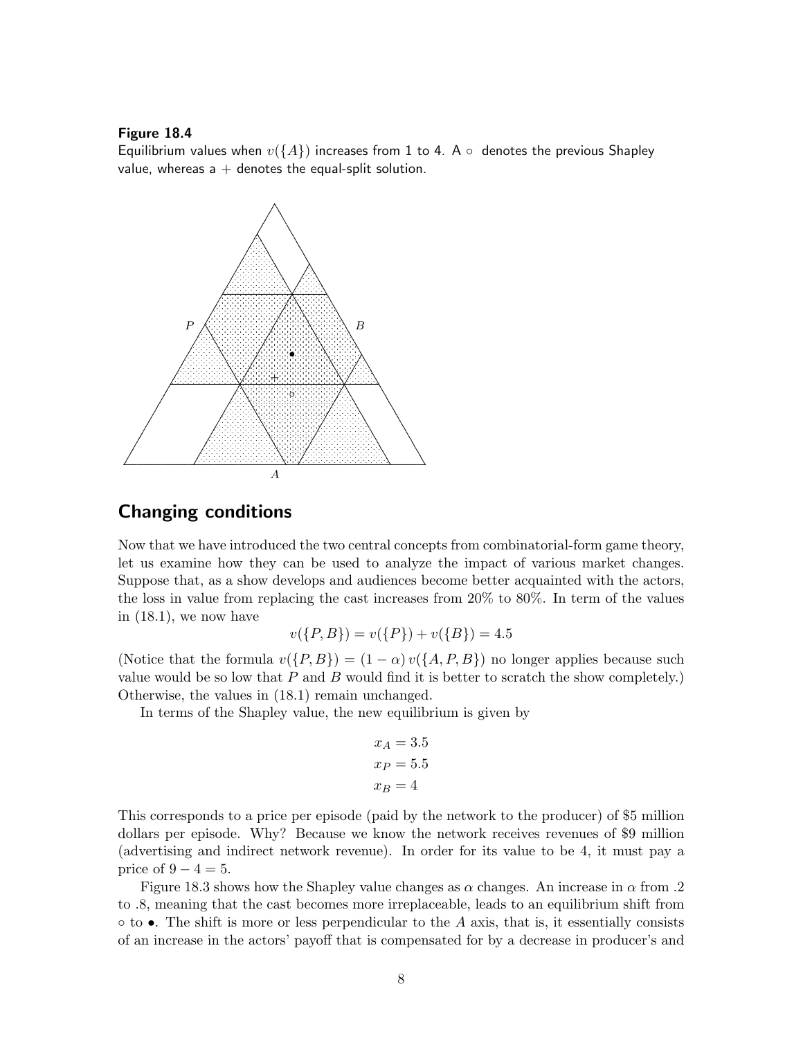**Figure 18.4**
Equilibrium values when $v(\{A\})$ increases from 1 to 4. A $\circ$ denotes the previous Shapley value, whereas a $+$ denotes the equal-split solution.

## Changing conditions

Now that we have introduced the two central concepts from combinatorial-form game theory, let us examine how they can be used to analyze the impact of various market changes. Suppose that, as a show develops and audiences become better acquainted with the actors, the loss in value from replacing the cast increases from 20% to 80%. In term of the values in (18.1), we now have

$$v(\{P,B\}) = v(\{P\}) + v(\{B\}) = 4.5$$

(Notice that the formula $v(\{P,B\}) = (1-\alpha)\,v(\{A,P,B\})$ no longer applies because such value would be so low that $P$ and $B$ would find it is better to scratch the show completely.) Otherwise, the values in (18.1) remain unchanged.

In terms of the Shapley value, the new equilibrium is given by

$$x_A = 3.5$$
$$x_P = 5.5$$
$$x_B = 4$$

This corresponds to a price per episode (paid by the network to the producer) of \$5 million dollars per episode. Why? Because we know the network receives revenues of \$9 million (advertising and indirect network revenue). In order for its value to be 4, it must pay a price of $9 - 4 = 5$.

Figure 18.3 shows how the Shapley value changes as $\alpha$ changes. An increase in $\alpha$ from .2 to .8, meaning that the cast becomes more irreplaceable, leads to an equilibrium shift from $\circ$ to $\bullet$. The shift is more or less perpendicular to the $A$ axis, that is, it essentially consists of an increase in the actors' payoff that is compensated for by a decrease in producer's and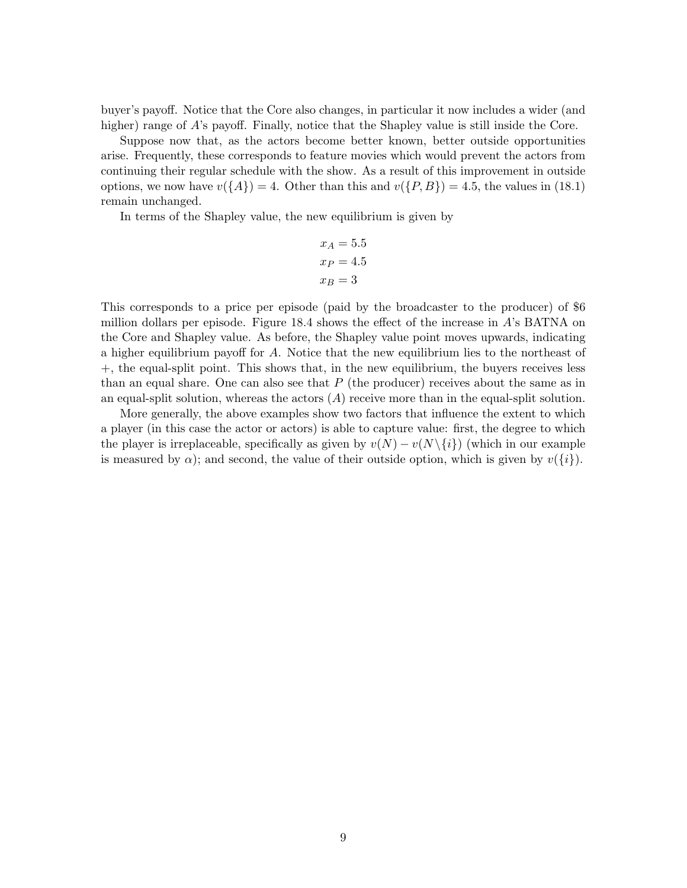buyer's payoff. Notice that the Core also changes, in particular it now includes a wider (and higher) range of $A$'s payoff. Finally, notice that the Shapley value is still inside the Core.

Suppose now that, as the actors become better known, better outside opportunities arise. Frequently, these corresponds to feature movies which would prevent the actors from continuing their regular schedule with the show. As a result of this improvement in outside options, we now have $v(\{A\}) = 4$. Other than this and $v(\{P, B\}) = 4.5$, the values in (18.1) remain unchanged.

In terms of the Shapley value, the new equilibrium is given by

$$
\begin{aligned}
x_A &= 5.5 \\
x_P &= 4.5 \\
x_B &= 3
\end{aligned}
$$

This corresponds to a price per episode (paid by the broadcaster to the producer) of $6 million dollars per episode. Figure 18.4 shows the effect of the increase in $A$'s BATNA on the Core and Shapley value. As before, the Shapley value point moves upwards, indicating a higher equilibrium payoff for $A$. Notice that the new equilibrium lies to the northeast of +, the equal-split point. This shows that, in the new equilibrium, the buyers receives less than an equal share. One can also see that $P$ (the producer) receives about the same as in an equal-split solution, whereas the actors ($A$) receive more than in the equal-split solution.

More generally, the above examples show two factors that influence the extent to which a player (in this case the actor or actors) is able to capture value: first, the degree to which the player is irreplaceable, specifically as given by $v(N) - v(N \backslash \{i\})$ (which in our example is measured by $\alpha$); and second, the value of their outside option, which is given by $v(\{i\})$.